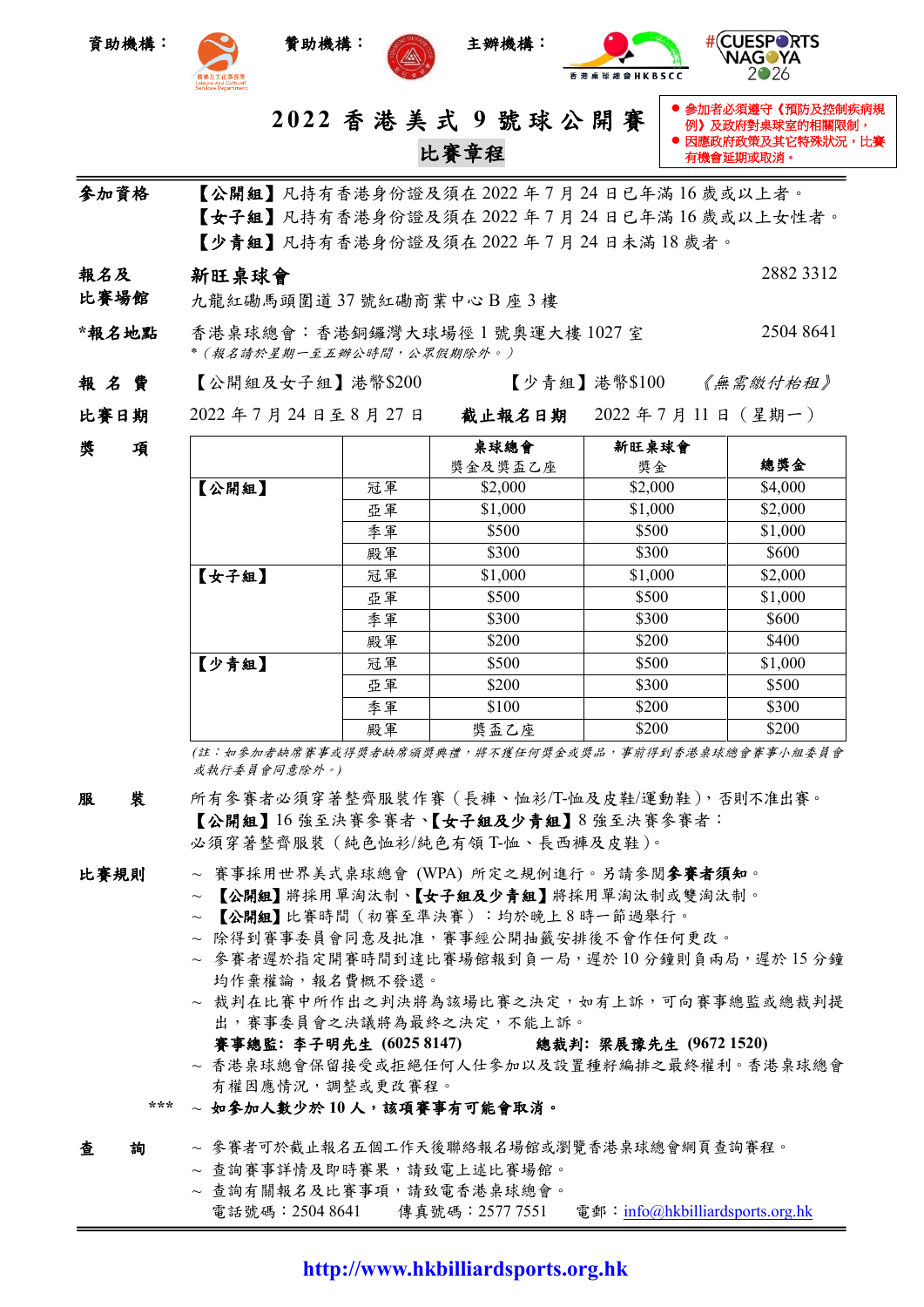資助機構：　　　贊助機構：　　　主辦機構：

# 2022 香港美式 9 號球公開賽

## 比賽章程

- 參加者必須遵守《預防及控制疾病規例》及政府對桌球室的相關限制，
- 因應政府政策及其它特殊狀況，比賽有機會延期或取消。

**參加資格**　【公開組】凡持有香港身份證及須在 2022 年 7 月 24 日已年滿 16 歲或以上者。
【女子組】凡持有香港身份證及須在 2022 年 7 月 24 日已年滿 16 歲或以上女性者。
【少青組】凡持有香港身份證及須在 2022 年 7 月 24 日未滿 18 歲者。

**報名及比賽場館**　新旺桌球會　2882 3312
九龍紅磡馬頭圍道 37 號紅磡商業中心 B 座 3 樓

**\*報名地點**　香港桌球總會：香港銅鑼灣大球場徑 1 號奧運大樓 1027 室　2504 8641
*\*（報名請於星期一至五辦公時間，公眾假期除外。）*

**報名費**　【公開組及女子組】港幣$200　【少青組】港幣$100　*《無需繳付枱租》*

**比賽日期**　2022 年 7 月 24 日至 8 月 27 日　**截止報名日期**　2022 年 7 月 11 日（星期一）

**獎項**

| | | 桌球總會 獎金及獎盃乙座 | 新旺桌球會 獎金 | 總獎金 |
|---|---|---|---|---|
| 【公開組】 | 冠軍 | $2,000 | $2,000 | $4,000 |
| | 亞軍 | $1,000 | $1,000 | $2,000 |
| | 季軍 | $500 | $500 | $1,000 |
| | 殿軍 | $300 | $300 | $600 |
| 【女子組】 | 冠軍 | $1,000 | $1,000 | $2,000 |
| | 亞軍 | $500 | $500 | $1,000 |
| | 季軍 | $300 | $300 | $600 |
| | 殿軍 | $200 | $200 | $400 |
| 【少青組】 | 冠軍 | $500 | $500 | $1,000 |
| | 亞軍 | $200 | $300 | $500 |
| | 季軍 | $100 | $200 | $300 |
| | 殿軍 | 獎盃乙座 | $200 | $200 |

*(註：如參加者缺席賽事或得獎者缺席頒獎典禮，將不獲任何獎金或獎品，事前得到香港桌球總會賽事小組委員會或執行委員會同意除外。)*

**服裝**　所有參賽者必須穿著整齊服裝作賽（長褲、恤衫/T-恤及皮鞋/運動鞋），否則不准出賽。
【公開組】16 強至決賽參賽者、【女子組及少青組】8 強至決賽參賽者：
必須穿著整齊服裝（純色恤衫/純色有領 T-恤、長西褲及皮鞋）。

**比賽規則**
~ 賽事採用世界美式桌球總會 (WPA) 所定之規例進行。另請參閱**參賽者須知**。
~ **【公開組】**將採用單淘汰制、**【女子組及少青組】**將採用單淘汰制或雙淘汰制。
~ **【公開組】**比賽時間（初賽至準決賽）：均於晚上 8 時一節過舉行。
~ 除得到賽事委員會同意及批准，賽事經公開抽籤安排後不會作任何更改。
~ 參賽者遲於指定開賽時間到達比賽場館報到負一局，遲於 10 分鐘則負兩局，遲於 15 分鐘均作棄權論，報名費概不發還。
~ 裁判在比賽中所作出之判決將為該場比賽之決定，如有上訴，可向賽事總監或總裁判提出，賽事委員會之決議將為最終之決定，不能上訴。
**賽事總監：李子明先生 (6025 8147)**　**總裁判：梁展豫先生 (9672 1520)**
~ 香港桌球總會保留接受或拒絕任何人仕參加以及設置種籽編排之最終權利。香港桌球總會有權因應情況，調整或更改賽程。
\*\*\* ~ **如參加人數少於 10 人，該項賽事有可能取消。**

**查詢**
~ 參賽者可於截止報名五個工作天後聯絡報名場館或瀏覽香港桌球總會網頁查詢賽程。
~ 查詢賽事詳情及即時賽果，請致電上述比賽場館。
~ 查詢有關報名及比賽事項，請致電香港桌球總會。
電話號碼：2504 8641　傳真號碼：2577 7551　電郵：info@hkbilliardsports.org.hk

**http://www.hkbilliardsports.org.hk**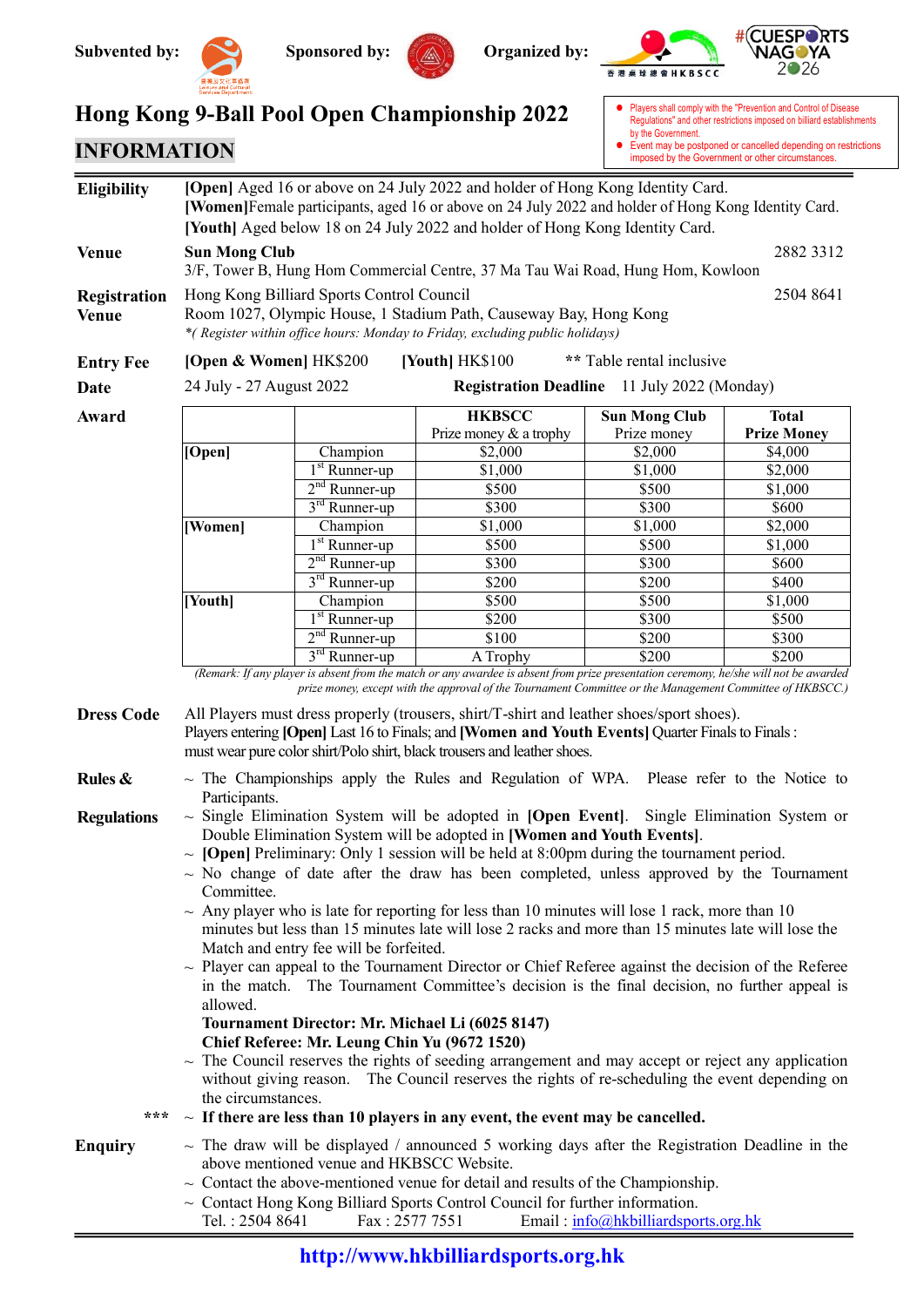Subvented by: Sponsored by: Organized by:

香港桌球總會 HKBSCC

#CUESPORTS NAGOYA 2026

# Hong Kong 9-Ball Pool Open Championship 2022

## INFORMATION

- Players shall comply with the "Prevention and Control of Disease Regulations" and other restrictions imposed on billiard establishments by the Government.
- Event may be postponed or cancelled depending on restrictions imposed by the Government or other circumstances.

**Eligibility**

**[Open]** Aged 16 or above on 24 July 2022 and holder of Hong Kong Identity Card.
**[Women]**Female participants, aged 16 or above on 24 July 2022 and holder of Hong Kong Identity Card.
**[Youth]** Aged below 18 on 24 July 2022 and holder of Hong Kong Identity Card.

**Venue**

**Sun Mong Club** 2882 3312
3/F, Tower B, Hung Hom Commercial Centre, 37 Ma Tau Wai Road, Hung Hom, Kowloon

**Registration Venue**

Hong Kong Billiard Sports Control Council 2504 8641
Room 1027, Olympic House, 1 Stadium Path, Causeway Bay, Hong Kong
*\*( Register within office hours: Monday to Friday, excluding public holidays)*

**Entry Fee** **[Open & Women]** HK$200 **[Youth]** HK$100 ** Table rental inclusive

**Date** 24 July - 27 August 2022 **Registration Deadline** 11 July 2022 (Monday)

**Award**

| | | HKBSCC Prize money & a trophy | Sun Mong Club Prize money | Total Prize Money |
|---|---|---|---|---|
| **[Open]** | Champion | $2,000 | $2,000 | $4,000 |
| | 1st Runner-up | $1,000 | $1,000 | $2,000 |
| | 2nd Runner-up | $500 | $500 | $1,000 |
| | 3rd Runner-up | $300 | $300 | $600 |
| **[Women]** | Champion | $1,000 | $1,000 | $2,000 |
| | 1st Runner-up | $500 | $500 | $1,000 |
| | 2nd Runner-up | $300 | $300 | $600 |
| | 3rd Runner-up | $200 | $200 | $400 |
| **[Youth]** | Champion | $500 | $500 | $1,000 |
| | 1st Runner-up | $200 | $300 | $500 |
| | 2nd Runner-up | $100 | $200 | $300 |
| | 3rd Runner-up | A Trophy | $200 | $200 |

*(Remark: If any player is absent from the match or any awardee is absent from prize presentation ceremony, he/she will not be awarded prize money, except with the approval of the Tournament Committee or the Management Committee of HKBSCC.)*

**Dress Code**

All Players must dress properly (trousers, shirt/T-shirt and leather shoes/sport shoes).
Players entering **[Open]** Last 16 to Finals; and **[Women and Youth Events]** Quarter Finals to Finals : must wear pure color shirt/Polo shirt, black trousers and leather shoes.

**Rules & Regulations**

~ The Championships apply the Rules and Regulation of WPA. Please refer to the Notice to Participants.
~ Single Elimination System will be adopted in **[Open Event]**. Single Elimination System or Double Elimination System will be adopted in **[Women and Youth Events]**.
~ **[Open]** Preliminary: Only 1 session will be held at 8:00pm during the tournament period.
~ No change of date after the draw has been completed, unless approved by the Tournament Committee.
~ Any player who is late for reporting for less than 10 minutes will lose 1 rack, more than 10 minutes but less than 15 minutes late will lose 2 racks and more than 15 minutes late will lose the Match and entry fee will be forfeited.
~ Player can appeal to the Tournament Director or Chief Referee against the decision of the Referee in the match. The Tournament Committee's decision is the final decision, no further appeal is allowed.
**Tournament Director: Mr. Michael Li (6025 8147)**
**Chief Referee: Mr. Leung Chin Yu (9672 1520)**
~ The Council reserves the rights of seeding arrangement and may accept or reject any application without giving reason. The Council reserves the rights of re-scheduling the event depending on the circumstances.
*** ~ **If there are less than 10 players in any event, the event may be cancelled.**

**Enquiry**

~ The draw will be displayed / announced 5 working days after the Registration Deadline in the above mentioned venue and HKBSCC Website.
~ Contact the above-mentioned venue for detail and results of the Championship.
~ Contact Hong Kong Billiard Sports Control Council for further information.
Tel. : 2504 8641 Fax : 2577 7551 Email : info@hkbilliardsports.org.hk

**http://www.hkbilliardsports.org.hk**